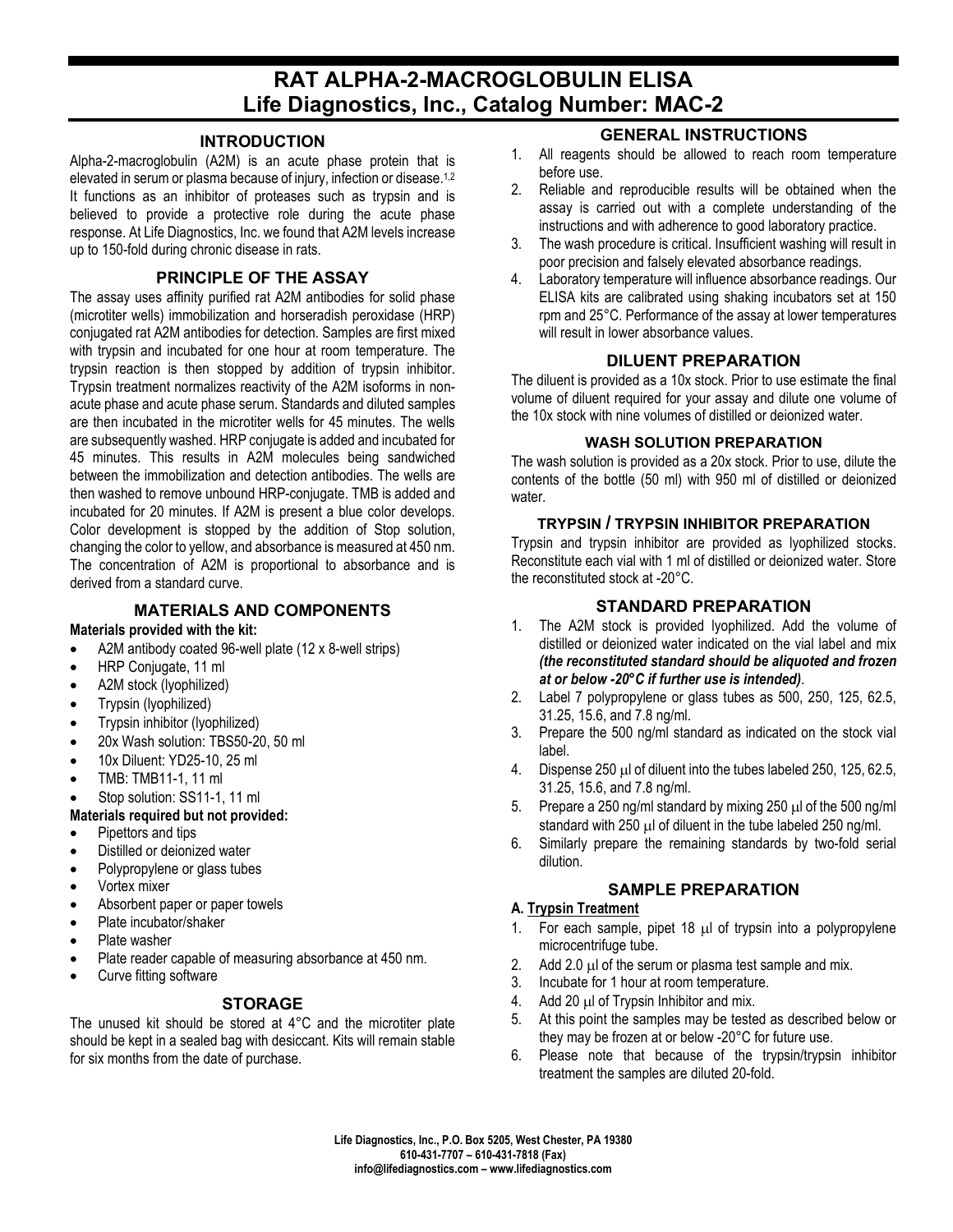# RAT ALPHA-2-MACROGLOBULIN ELISA
# Life Diagnostics, Inc., Catalog Number: MAC-2

## INTRODUCTION

Alpha-2-macroglobulin (A2M) is an acute phase protein that is elevated in serum or plasma because of injury, infection or disease.[1,2] It functions as an inhibitor of proteases such as trypsin and is believed to provide a protective role during the acute phase response. At Life Diagnostics, Inc. we found that A2M levels increase up to 150-fold during chronic disease in rats.

## PRINCIPLE OF THE ASSAY

The assay uses affinity purified rat A2M antibodies for solid phase (microtiter wells) immobilization and horseradish peroxidase (HRP) conjugated rat A2M antibodies for detection. Samples are first mixed with trypsin and incubated for one hour at room temperature. The trypsin reaction is then stopped by addition of trypsin inhibitor. Trypsin treatment normalizes reactivity of the A2M isoforms in non-acute phase and acute phase serum. Standards and diluted samples are then incubated in the microtiter wells for 45 minutes. The wells are subsequently washed. HRP conjugate is added and incubated for 45 minutes. This results in A2M molecules being sandwiched between the immobilization and detection antibodies. The wells are then washed to remove unbound HRP-conjugate. TMB is added and incubated for 20 minutes. If A2M is present a blue color develops. Color development is stopped by the addition of Stop solution, changing the color to yellow, and absorbance is measured at 450 nm. The concentration of A2M is proportional to absorbance and is derived from a standard curve.

## MATERIALS AND COMPONENTS

**Materials provided with the kit:**

- A2M antibody coated 96-well plate (12 x 8-well strips)
- HRP Conjugate, 11 ml
- A2M stock (lyophilized)
- Trypsin (lyophilized)
- Trypsin inhibitor (lyophilized)
- 20x Wash solution: TBS50-20, 50 ml
- 10x Diluent: YD25-10, 25 ml
- TMB: TMB11-1, 11 ml
- Stop solution: SS11-1, 11 ml

**Materials required but not provided:**

- Pipettors and tips
- Distilled or deionized water
- Polypropylene or glass tubes
- Vortex mixer
- Absorbent paper or paper towels
- Plate incubator/shaker
- Plate washer
- Plate reader capable of measuring absorbance at 450 nm.
- Curve fitting software

## STORAGE

The unused kit should be stored at 4°C and the microtiter plate should be kept in a sealed bag with desiccant. Kits will remain stable for six months from the date of purchase.

## GENERAL INSTRUCTIONS

1. All reagents should be allowed to reach room temperature before use.
2. Reliable and reproducible results will be obtained when the assay is carried out with a complete understanding of the instructions and with adherence to good laboratory practice.
3. The wash procedure is critical. Insufficient washing will result in poor precision and falsely elevated absorbance readings.
4. Laboratory temperature will influence absorbance readings. Our ELISA kits are calibrated using shaking incubators set at 150 rpm and 25°C. Performance of the assay at lower temperatures will result in lower absorbance values.

## DILUENT PREPARATION

The diluent is provided as a 10x stock. Prior to use estimate the final volume of diluent required for your assay and dilute one volume of the 10x stock with nine volumes of distilled or deionized water.

### WASH SOLUTION PREPARATION

The wash solution is provided as a 20x stock. Prior to use, dilute the contents of the bottle (50 ml) with 950 ml of distilled or deionized water.

### TRYPSIN / TRYPSIN INHIBITOR PREPARATION

Trypsin and trypsin inhibitor are provided as lyophilized stocks. Reconstitute each vial with 1 ml of distilled or deionized water. Store the reconstituted stock at -20°C.

## STANDARD PREPARATION

1. The A2M stock is provided lyophilized. Add the volume of distilled or deionized water indicated on the vial label and mix ***(the reconstituted standard should be aliquoted and frozen at or below -20°C if further use is intended)***.
2. Label 7 polypropylene or glass tubes as 500, 250, 125, 62.5, 31.25, 15.6, and 7.8 ng/ml.
3. Prepare the 500 ng/ml standard as indicated on the stock vial label.
4. Dispense 250 μl of diluent into the tubes labeled 250, 125, 62.5, 31.25, 15.6, and 7.8 ng/ml.
5. Prepare a 250 ng/ml standard by mixing 250 μl of the 500 ng/ml standard with 250 μl of diluent in the tube labeled 250 ng/ml.
6. Similarly prepare the remaining standards by two-fold serial dilution.

## SAMPLE PREPARATION

**A. Trypsin Treatment**

1. For each sample, pipet 18 μl of trypsin into a polypropylene microcentrifuge tube.
2. Add 2.0 μl of the serum or plasma test sample and mix.
3. Incubate for 1 hour at room temperature.
4. Add 20 μl of Trypsin Inhibitor and mix.
5. At this point the samples may be tested as described below or they may be frozen at or below -20°C for future use.
6. Please note that because of the trypsin/trypsin inhibitor treatment the samples are diluted 20-fold.

Life Diagnostics, Inc., P.O. Box 5205, West Chester, PA 19380
610-431-7707 – 610-431-7818 (Fax)
info@lifediagnostics.com – www.lifediagnostics.com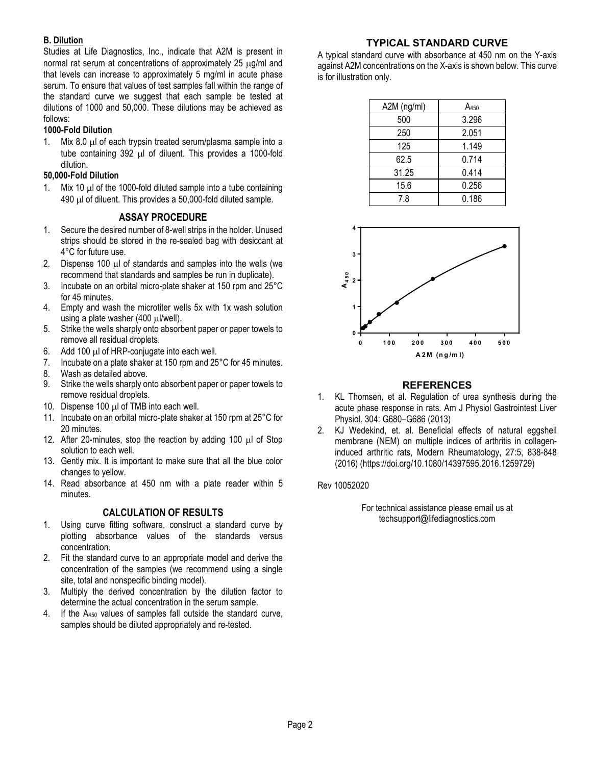## B. Dilution

Studies at Life Diagnostics, Inc., indicate that A2M is present in normal rat serum at concentrations of approximately 25 μg/ml and that levels can increase to approximately 5 mg/ml in acute phase serum. To ensure that values of test samples fall within the range of the standard curve we suggest that each sample be tested at dilutions of 1000 and 50,000. These dilutions may be achieved as follows:

**1000-Fold Dilution**

1. Mix 8.0 μl of each trypsin treated serum/plasma sample into a tube containing 392 μl of diluent. This provides a 1000-fold dilution.

**50,000-Fold Dilution**

1. Mix 10 μl of the 1000-fold diluted sample into a tube containing 490 μl of diluent. This provides a 50,000-fold diluted sample.

## ASSAY PROCEDURE

1. Secure the desired number of 8-well strips in the holder. Unused strips should be stored in the re-sealed bag with desiccant at 4°C for future use.
2. Dispense 100 μl of standards and samples into the wells (we recommend that standards and samples be run in duplicate).
3. Incubate on an orbital micro-plate shaker at 150 rpm and 25°C for 45 minutes.
4. Empty and wash the microtiter wells 5x with 1x wash solution using a plate washer (400 μl/well).
5. Strike the wells sharply onto absorbent paper or paper towels to remove all residual droplets.
6. Add 100 μl of HRP-conjugate into each well.
7. Incubate on a plate shaker at 150 rpm and 25°C for 45 minutes.
8. Wash as detailed above.
9. Strike the wells sharply onto absorbent paper or paper towels to remove residual droplets.
10. Dispense 100 μl of TMB into each well.
11. Incubate on an orbital micro-plate shaker at 150 rpm at 25°C for 20 minutes.
12. After 20-minutes, stop the reaction by adding 100 μl of Stop solution to each well.
13. Gently mix. It is important to make sure that all the blue color changes to yellow.
14. Read absorbance at 450 nm with a plate reader within 5 minutes.

## CALCULATION OF RESULTS

1. Using curve fitting software, construct a standard curve by plotting absorbance values of the standards versus concentration.
2. Fit the standard curve to an appropriate model and derive the concentration of the samples (we recommend using a single site, total and nonspecific binding model).
3. Multiply the derived concentration by the dilution factor to determine the actual concentration in the serum sample.
4. If the $A_{450}$ values of samples fall outside the standard curve, samples should be diluted appropriately and re-tested.

## TYPICAL STANDARD CURVE

A typical standard curve with absorbance at 450 nm on the Y-axis against A2M concentrations on the X-axis is shown below. This curve is for illustration only.

| A2M (ng/ml) | $A_{450}$ |
|---|---|
| 500 | 3.296 |
| 250 | 2.051 |
| 125 | 1.149 |
| 62.5 | 0.714 |
| 31.25 | 0.414 |
| 15.6 | 0.256 |
| 7.8 | 0.186 |

$A_{450}$

0
1
2
3
4

0
100
200
300
400
500

A2M (ng/ml)

## REFERENCES

1. KL Thomsen, et al. Regulation of urea synthesis during the acute phase response in rats. Am J Physiol Gastrointest Liver Physiol. 304: G680–G686 (2013)
2. KJ Wedekind, et. al. Beneficial effects of natural eggshell membrane (NEM) on multiple indices of arthritis in collagen-induced arthritic rats, Modern Rheumatology, 27:5, 838-848 (2016) (https://doi.org/10.1080/14397595.2016.1259729)

Rev 10052020

For technical assistance please email us at techsupport@lifediagnostics.com